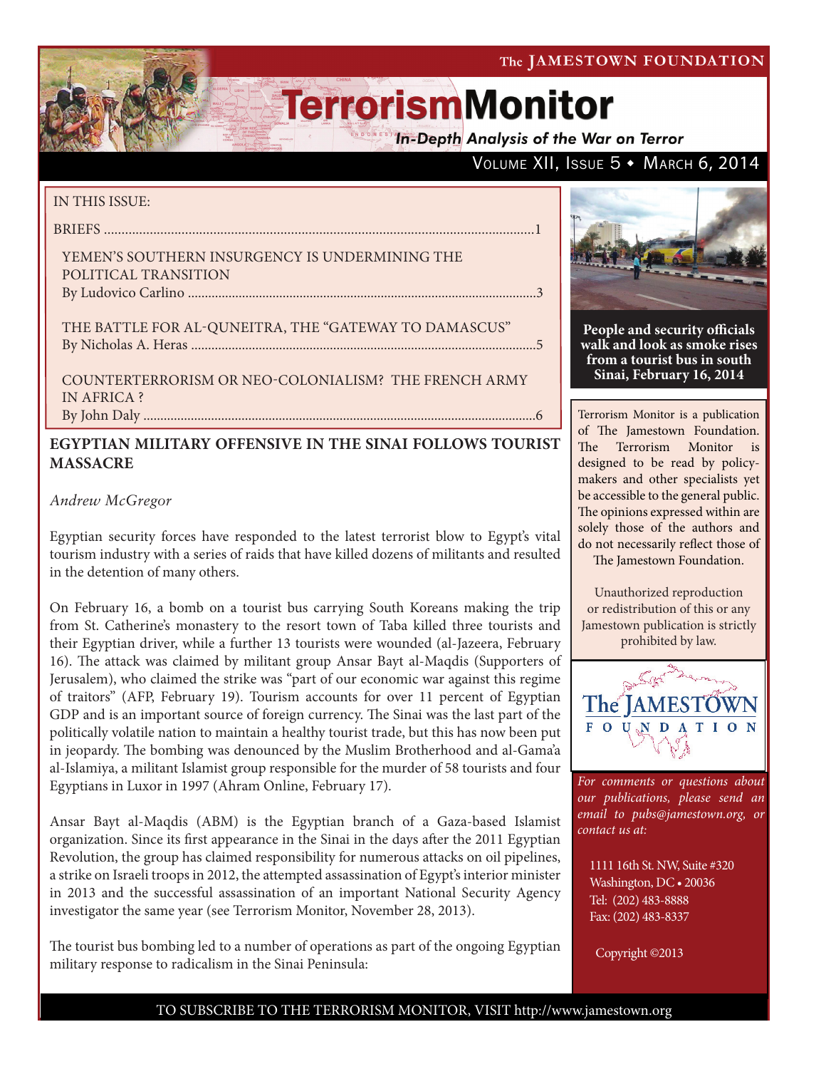The JAMESTOWN FOUNDATION

# TerrorismMonitor

*In-Depth Analysis of the War on Terror*

VOLUME XII, ISSUE 5 • MARCH 6, 2014

IN THIS ISSUE:

BRIEFS ....................................................................................................................1

YEMEN'S SOUTHERN INSURGENCY IS UNDERMINING THE POLITICAL TRANSITION
By Ludovico Carlino ....................................................................................................3

THE BATTLE FOR AL-QUNEITRA, THE "GATEWAY TO DAMASCUS"
By Nicholas A. Heras ....................................................................................................5

COUNTERTERRORISM OR NEO-COLONIALISM? THE FRENCH ARMY IN AFRICA ?
By John Daly ..................................................................................................................6

**People and security officials walk and look as smoke rises from a tourist bus in south Sinai, February 16, 2014**

## EGYPTIAN MILITARY OFFENSIVE IN THE SINAI FOLLOWS TOURIST MASSACRE

*Andrew McGregor*

Egyptian security forces have responded to the latest terrorist blow to Egypt's vital tourism industry with a series of raids that have killed dozens of militants and resulted in the detention of many others.

On February 16, a bomb on a tourist bus carrying South Koreans making the trip from St. Catherine's monastery to the resort town of Taba killed three tourists and their Egyptian driver, while a further 13 tourists were wounded (al-Jazeera, February 16). The attack was claimed by militant group Ansar Bayt al-Maqdis (Supporters of Jerusalem), who claimed the strike was "part of our economic war against this regime of traitors" (AFP, February 19). Tourism accounts for over 11 percent of Egyptian GDP and is an important source of foreign currency. The Sinai was the last part of the politically volatile nation to maintain a healthy tourist trade, but this has now been put in jeopardy. The bombing was denounced by the Muslim Brotherhood and al-Gama'a al-Islamiya, a militant Islamist group responsible for the murder of 58 tourists and four Egyptians in Luxor in 1997 (Ahram Online, February 17).

Ansar Bayt al-Maqdis (ABM) is the Egyptian branch of a Gaza-based Islamist organization. Since its first appearance in the Sinai in the days after the 2011 Egyptian Revolution, the group has claimed responsibility for numerous attacks on oil pipelines, a strike on Israeli troops in 2012, the attempted assassination of Egypt's interior minister in 2013 and the successful assassination of an important National Security Agency investigator the same year (see Terrorism Monitor, November 28, 2013).

The tourist bus bombing led to a number of operations as part of the ongoing Egyptian military response to radicalism in the Sinai Peninsula:

Terrorism Monitor is a publication of The Jamestown Foundation. The Terrorism Monitor is designed to be read by policy-makers and other specialists yet be accessible to the general public. The opinions expressed within are solely those of the authors and do not necessarily reflect those of The Jamestown Foundation.

Unauthorized reproduction or redistribution of this or any Jamestown publication is strictly prohibited by law.

*For comments or questions about our publications, please send an email to pubs@jamestown.org, or contact us at:*

1111 16th St. NW, Suite #320
Washington, DC • 20036
Tel: (202) 483-8888
Fax: (202) 483-8337

Copyright ©2013

TO SUBSCRIBE TO THE TERRORISM MONITOR, VISIT http://www.jamestown.org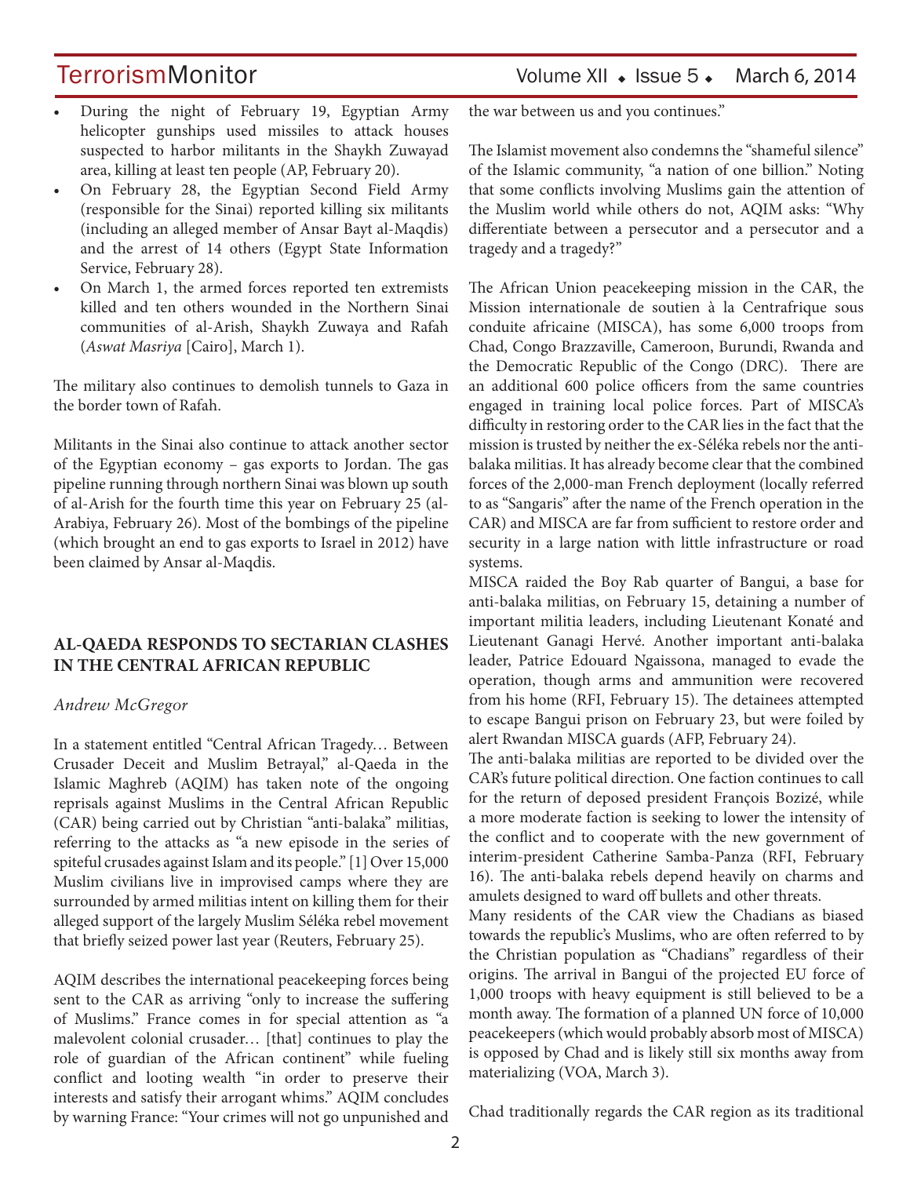- During the night of February 19, Egyptian Army helicopter gunships used missiles to attack houses suspected to harbor militants in the Shaykh Zuwayad area, killing at least ten people (AP, February 20).
- On February 28, the Egyptian Second Field Army (responsible for the Sinai) reported killing six militants (including an alleged member of Ansar Bayt al-Maqdis) and the arrest of 14 others (Egypt State Information Service, February 28).
- On March 1, the armed forces reported ten extremists killed and ten others wounded in the Northern Sinai communities of al-Arish, Shaykh Zuwaya and Rafah (*Aswat Masriya* [Cairo], March 1).

The military also continues to demolish tunnels to Gaza in the border town of Rafah.

Militants in the Sinai also continue to attack another sector of the Egyptian economy – gas exports to Jordan. The gas pipeline running through northern Sinai was blown up south of al-Arish for the fourth time this year on February 25 (al-Arabiya, February 26). Most of the bombings of the pipeline (which brought an end to gas exports to Israel in 2012) have been claimed by Ansar al-Maqdis.

## AL-QAEDA RESPONDS TO SECTARIAN CLASHES IN THE CENTRAL AFRICAN REPUBLIC

*Andrew McGregor*

In a statement entitled "Central African Tragedy… Between Crusader Deceit and Muslim Betrayal," al-Qaeda in the Islamic Maghreb (AQIM) has taken note of the ongoing reprisals against Muslims in the Central African Republic (CAR) being carried out by Christian "anti-balaka" militias, referring to the attacks as "a new episode in the series of spiteful crusades against Islam and its people." [1] Over 15,000 Muslim civilians live in improvised camps where they are surrounded by armed militias intent on killing them for their alleged support of the largely Muslim Séléka rebel movement that briefly seized power last year (Reuters, February 25).

AQIM describes the international peacekeeping forces being sent to the CAR as arriving "only to increase the suffering of Muslims." France comes in for special attention as "a malevolent colonial crusader… [that] continues to play the role of guardian of the African continent" while fueling conflict and looting wealth "in order to preserve their interests and satisfy their arrogant whims." AQIM concludes by warning France: "Your crimes will not go unpunished and the war between us and you continues."

The Islamist movement also condemns the "shameful silence" of the Islamic community, "a nation of one billion." Noting that some conflicts involving Muslims gain the attention of the Muslim world while others do not, AQIM asks: "Why differentiate between a persecutor and a persecutor and a tragedy and a tragedy?"

The African Union peacekeeping mission in the CAR, the Mission internationale de soutien à la Centrafrique sous conduite africaine (MISCA), has some 6,000 troops from Chad, Congo Brazzaville, Cameroon, Burundi, Rwanda and the Democratic Republic of the Congo (DRC). There are an additional 600 police officers from the same countries engaged in training local police forces. Part of MISCA's difficulty in restoring order to the CAR lies in the fact that the mission is trusted by neither the ex-Séléka rebels nor the anti-balaka militias. It has already become clear that the combined forces of the 2,000-man French deployment (locally referred to as "Sangaris" after the name of the French operation in the CAR) and MISCA are far from sufficient to restore order and security in a large nation with little infrastructure or road systems.

MISCA raided the Boy Rab quarter of Bangui, a base for anti-balaka militias, on February 15, detaining a number of important militia leaders, including Lieutenant Konaté and Lieutenant Ganagi Hervé. Another important anti-balaka leader, Patrice Edouard Ngaissona, managed to evade the operation, though arms and ammunition were recovered from his home (RFI, February 15). The detainees attempted to escape Bangui prison on February 23, but were foiled by alert Rwandan MISCA guards (AFP, February 24).

The anti-balaka militias are reported to be divided over the CAR's future political direction. One faction continues to call for the return of deposed president François Bozizé, while a more moderate faction is seeking to lower the intensity of the conflict and to cooperate with the new government of interim-president Catherine Samba-Panza (RFI, February 16). The anti-balaka rebels depend heavily on charms and amulets designed to ward off bullets and other threats.

Many residents of the CAR view the Chadians as biased towards the republic's Muslims, who are often referred to by the Christian population as "Chadians" regardless of their origins. The arrival in Bangui of the projected EU force of 1,000 troops with heavy equipment is still believed to be a month away. The formation of a planned UN force of 10,000 peacekeepers (which would probably absorb most of MISCA) is opposed by Chad and is likely still six months away from materializing (VOA, March 3).

Chad traditionally regards the CAR region as its traditional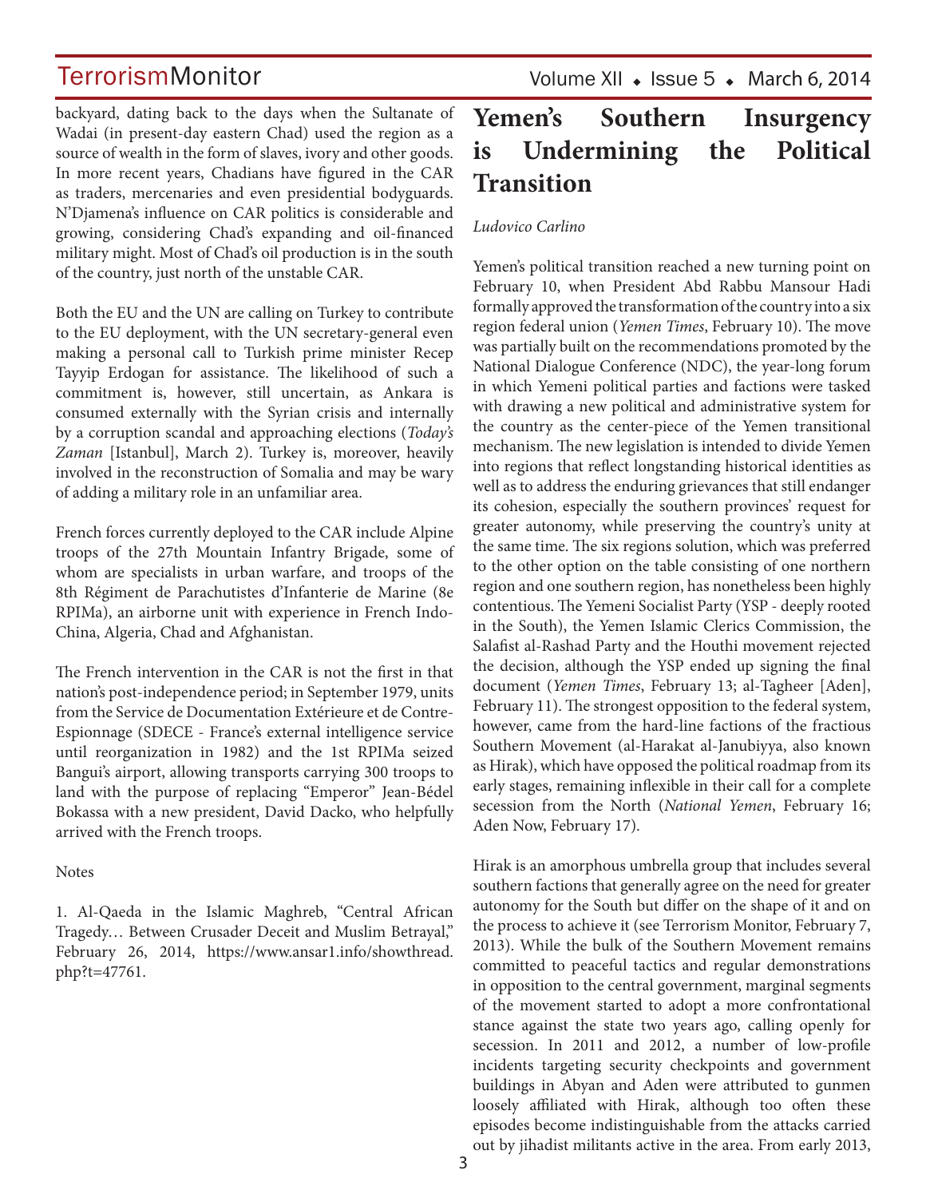backyard, dating back to the days when the Sultanate of Wadai (in present-day eastern Chad) used the region as a source of wealth in the form of slaves, ivory and other goods. In more recent years, Chadians have figured in the CAR as traders, mercenaries and even presidential bodyguards. N'Djamena's influence on CAR politics is considerable and growing, considering Chad's expanding and oil-financed military might. Most of Chad's oil production is in the south of the country, just north of the unstable CAR.

Both the EU and the UN are calling on Turkey to contribute to the EU deployment, with the UN secretary-general even making a personal call to Turkish prime minister Recep Tayyip Erdogan for assistance. The likelihood of such a commitment is, however, still uncertain, as Ankara is consumed externally with the Syrian crisis and internally by a corruption scandal and approaching elections (*Today's Zaman* [Istanbul], March 2). Turkey is, moreover, heavily involved in the reconstruction of Somalia and may be wary of adding a military role in an unfamiliar area.

French forces currently deployed to the CAR include Alpine troops of the 27th Mountain Infantry Brigade, some of whom are specialists in urban warfare, and troops of the 8th Régiment de Parachutistes d'Infanterie de Marine (8e RPIMa), an airborne unit with experience in French Indo-China, Algeria, Chad and Afghanistan.

The French intervention in the CAR is not the first in that nation's post-independence period; in September 1979, units from the Service de Documentation Extérieure et de Contre-Espionnage (SDECE - France's external intelligence service until reorganization in 1982) and the 1st RPIMa seized Bangui's airport, allowing transports carrying 300 troops to land with the purpose of replacing "Emperor" Jean-Bédel Bokassa with a new president, David Dacko, who helpfully arrived with the French troops.

Notes

1. Al-Qaeda in the Islamic Maghreb, "Central African Tragedy… Between Crusader Deceit and Muslim Betrayal," February 26, 2014, https://www.ansar1.info/showthread.php?t=47761.

# Yemen's Southern Insurgency is Undermining the Political Transition

*Ludovico Carlino*

Yemen's political transition reached a new turning point on February 10, when President Abd Rabbu Mansour Hadi formally approved the transformation of the country into a six region federal union (*Yemen Times*, February 10). The move was partially built on the recommendations promoted by the National Dialogue Conference (NDC), the year-long forum in which Yemeni political parties and factions were tasked with drawing a new political and administrative system for the country as the center-piece of the Yemen transitional mechanism. The new legislation is intended to divide Yemen into regions that reflect longstanding historical identities as well as to address the enduring grievances that still endanger its cohesion, especially the southern provinces' request for greater autonomy, while preserving the country's unity at the same time. The six regions solution, which was preferred to the other option on the table consisting of one northern region and one southern region, has nonetheless been highly contentious. The Yemeni Socialist Party (YSP - deeply rooted in the South), the Yemen Islamic Clerics Commission, the Salafist al-Rashad Party and the Houthi movement rejected the decision, although the YSP ended up signing the final document (*Yemen Times*, February 13; al-Tagheer [Aden], February 11). The strongest opposition to the federal system, however, came from the hard-line factions of the fractious Southern Movement (al-Harakat al-Janubiyya, also known as Hirak), which have opposed the political roadmap from its early stages, remaining inflexible in their call for a complete secession from the North (*National Yemen*, February 16; Aden Now, February 17).

Hirak is an amorphous umbrella group that includes several southern factions that generally agree on the need for greater autonomy for the South but differ on the shape of it and on the process to achieve it (see Terrorism Monitor, February 7, 2013). While the bulk of the Southern Movement remains committed to peaceful tactics and regular demonstrations in opposition to the central government, marginal segments of the movement started to adopt a more confrontational stance against the state two years ago, calling openly for secession. In 2011 and 2012, a number of low-profile incidents targeting security checkpoints and government buildings in Abyan and Aden were attributed to gunmen loosely affiliated with Hirak, although too often these episodes become indistinguishable from the attacks carried out by jihadist militants active in the area. From early 2013,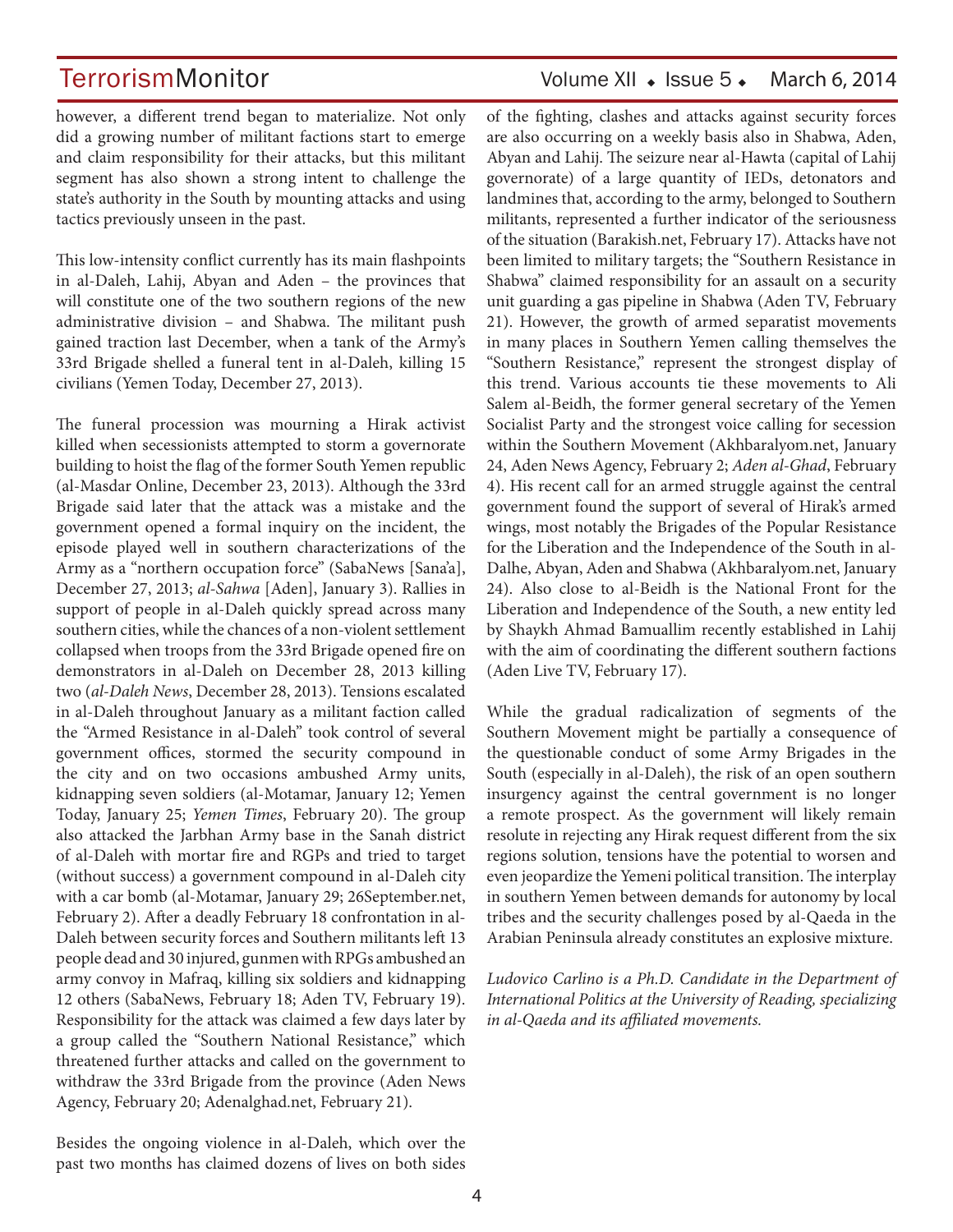however, a different trend began to materialize. Not only did a growing number of militant factions start to emerge and claim responsibility for their attacks, but this militant segment has also shown a strong intent to challenge the state's authority in the South by mounting attacks and using tactics previously unseen in the past.

This low-intensity conflict currently has its main flashpoints in al-Daleh, Lahij, Abyan and Aden – the provinces that will constitute one of the two southern regions of the new administrative division – and Shabwa. The militant push gained traction last December, when a tank of the Army's 33rd Brigade shelled a funeral tent in al-Daleh, killing 15 civilians (Yemen Today, December 27, 2013).

The funeral procession was mourning a Hirak activist killed when secessionists attempted to storm a governorate building to hoist the flag of the former South Yemen republic (al-Masdar Online, December 23, 2013). Although the 33rd Brigade said later that the attack was a mistake and the government opened a formal inquiry on the incident, the episode played well in southern characterizations of the Army as a "northern occupation force" (SabaNews [Sana'a], December 27, 2013; *al-Sahwa* [Aden], January 3). Rallies in support of people in al-Daleh quickly spread across many southern cities, while the chances of a non-violent settlement collapsed when troops from the 33rd Brigade opened fire on demonstrators in al-Daleh on December 28, 2013 killing two (*al-Daleh News*, December 28, 2013). Tensions escalated in al-Daleh throughout January as a militant faction called the "Armed Resistance in al-Daleh" took control of several government offices, stormed the security compound in the city and on two occasions ambushed Army units, kidnapping seven soldiers (al-Motamar, January 12; Yemen Today, January 25; *Yemen Times*, February 20). The group also attacked the Jarbhan Army base in the Sanah district of al-Daleh with mortar fire and RGPs and tried to target (without success) a government compound in al-Daleh city with a car bomb (al-Motamar, January 29; 26September.net, February 2). After a deadly February 18 confrontation in al-Daleh between security forces and Southern militants left 13 people dead and 30 injured, gunmen with RPGs ambushed an army convoy in Mafraq, killing six soldiers and kidnapping 12 others (SabaNews, February 18; Aden TV, February 19). Responsibility for the attack was claimed a few days later by a group called the "Southern National Resistance," which threatened further attacks and called on the government to withdraw the 33rd Brigade from the province (Aden News Agency, February 20; Adenalghad.net, February 21).

Besides the ongoing violence in al-Daleh, which over the past two months has claimed dozens of lives on both sides of the fighting, clashes and attacks against security forces are also occurring on a weekly basis also in Shabwa, Aden, Abyan and Lahij. The seizure near al-Hawta (capital of Lahij governorate) of a large quantity of IEDs, detonators and landmines that, according to the army, belonged to Southern militants, represented a further indicator of the seriousness of the situation (Barakish.net, February 17). Attacks have not been limited to military targets; the "Southern Resistance in Shabwa" claimed responsibility for an assault on a security unit guarding a gas pipeline in Shabwa (Aden TV, February 21). However, the growth of armed separatist movements in many places in Southern Yemen calling themselves the "Southern Resistance," represent the strongest display of this trend. Various accounts tie these movements to Ali Salem al-Beidh, the former general secretary of the Yemen Socialist Party and the strongest voice calling for secession within the Southern Movement (Akhbaralyom.net, January 24, Aden News Agency, February 2; *Aden al-Ghad*, February 4). His recent call for an armed struggle against the central government found the support of several of Hirak's armed wings, most notably the Brigades of the Popular Resistance for the Liberation and the Independence of the South in al-Dalhe, Abyan, Aden and Shabwa (Akhbaralyom.net, January 24). Also close to al-Beidh is the National Front for the Liberation and Independence of the South, a new entity led by Shaykh Ahmad Bamuallim recently established in Lahij with the aim of coordinating the different southern factions (Aden Live TV, February 17).

While the gradual radicalization of segments of the Southern Movement might be partially a consequence of the questionable conduct of some Army Brigades in the South (especially in al-Daleh), the risk of an open southern insurgency against the central government is no longer a remote prospect. As the government will likely remain resolute in rejecting any Hirak request different from the six regions solution, tensions have the potential to worsen and even jeopardize the Yemeni political transition. The interplay in southern Yemen between demands for autonomy by local tribes and the security challenges posed by al-Qaeda in the Arabian Peninsula already constitutes an explosive mixture.

*Ludovico Carlino is a Ph.D. Candidate in the Department of International Politics at the University of Reading, specializing in al-Qaeda and its affiliated movements.*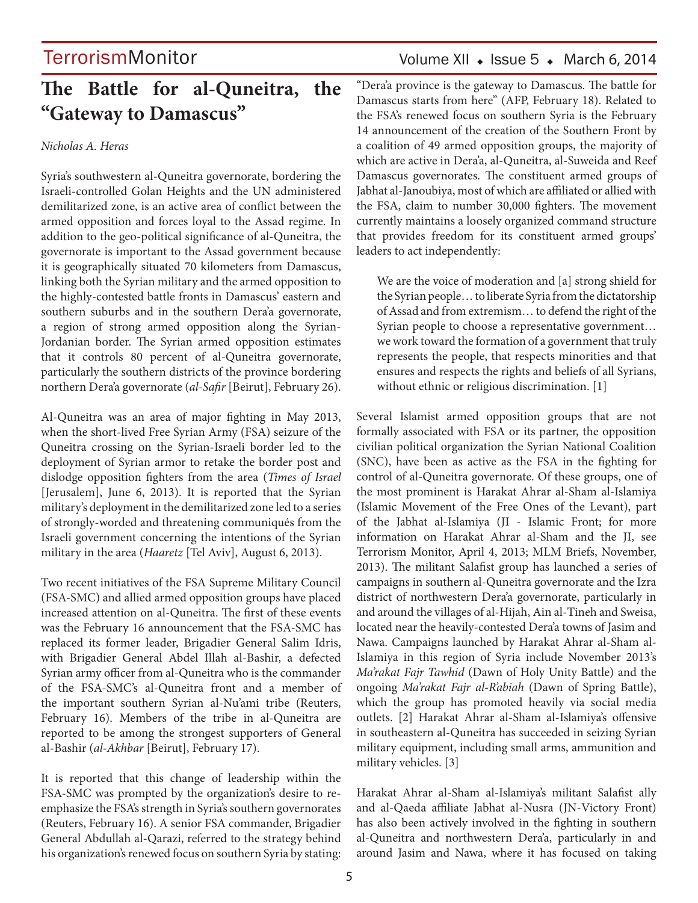## The Battle for al-Quneitra, the "Gateway to Damascus"

*Nicholas A. Heras*

Syria's southwestern al-Quneitra governorate, bordering the Israeli-controlled Golan Heights and the UN administered demilitarized zone, is an active area of conflict between the armed opposition and forces loyal to the Assad regime. In addition to the geo-political significance of al-Quneitra, the governorate is important to the Assad government because it is geographically situated 70 kilometers from Damascus, linking both the Syrian military and the armed opposition to the highly-contested battle fronts in Damascus' eastern and southern suburbs and in the southern Dera'a governorate, a region of strong armed opposition along the Syrian-Jordanian border. The Syrian armed opposition estimates that it controls 80 percent of al-Quneitra governorate, particularly the southern districts of the province bordering northern Dera'a governorate (*al-Safir* [Beirut], February 26).

Al-Quneitra was an area of major fighting in May 2013, when the short-lived Free Syrian Army (FSA) seizure of the Quneitra crossing on the Syrian-Israeli border led to the deployment of Syrian armor to retake the border post and dislodge opposition fighters from the area (*Times of Israel* [Jerusalem], June 6, 2013). It is reported that the Syrian military's deployment in the demilitarized zone led to a series of strongly-worded and threatening communiqués from the Israeli government concerning the intentions of the Syrian military in the area (*Haaretz* [Tel Aviv], August 6, 2013).

Two recent initiatives of the FSA Supreme Military Council (FSA-SMC) and allied armed opposition groups have placed increased attention on al-Quneitra. The first of these events was the February 16 announcement that the FSA-SMC has replaced its former leader, Brigadier General Salim Idris, with Brigadier General Abdel Illah al-Bashir, a defected Syrian army officer from al-Quneitra who is the commander of the FSA-SMC's al-Quneitra front and a member of the important southern Syrian al-Nu'ami tribe (Reuters, February 16). Members of the tribe in al-Quneitra are reported to be among the strongest supporters of General al-Bashir (*al-Akhbar* [Beirut], February 17).

It is reported that this change of leadership within the FSA-SMC was prompted by the organization's desire to re-emphasize the FSA's strength in Syria's southern governorates (Reuters, February 16). A senior FSA commander, Brigadier General Abdullah al-Qarazi, referred to the strategy behind his organization's renewed focus on southern Syria by stating: "Dera'a province is the gateway to Damascus. The battle for Damascus starts from here" (AFP, February 18). Related to the FSA's renewed focus on southern Syria is the February 14 announcement of the creation of the Southern Front by a coalition of 49 armed opposition groups, the majority of which are active in Dera'a, al-Quneitra, al-Suweida and Reef Damascus governorates. The constituent armed groups of Jabhat al-Janoubiya, most of which are affiliated or allied with the FSA, claim to number 30,000 fighters. The movement currently maintains a loosely organized command structure that provides freedom for its constituent armed groups' leaders to act independently:

> We are the voice of moderation and [a] strong shield for the Syrian people… to liberate Syria from the dictatorship of Assad and from extremism… to defend the right of the Syrian people to choose a representative government… we work toward the formation of a government that truly represents the people, that respects minorities and that ensures and respects the rights and beliefs of all Syrians, without ethnic or religious discrimination. [1]

Several Islamist armed opposition groups that are not formally associated with FSA or its partner, the opposition civilian political organization the Syrian National Coalition (SNC), have been as active as the FSA in the fighting for control of al-Quneitra governorate. Of these groups, one of the most prominent is Harakat Ahrar al-Sham al-Islamiya (Islamic Movement of the Free Ones of the Levant), part of the Jabhat al-Islamiya (JI - Islamic Front; for more information on Harakat Ahrar al-Sham and the JI, see Terrorism Monitor, April 4, 2013; MLM Briefs, November, 2013). The militant Salafist group has launched a series of campaigns in southern al-Quneitra governorate and the Izra district of northwestern Dera'a governorate, particularly in and around the villages of al-Hijah, Ain al-Tineh and Sweisa, located near the heavily-contested Dera'a towns of Jasim and Nawa. Campaigns launched by Harakat Ahrar al-Sham al-Islamiya in this region of Syria include November 2013's *Ma'rakat Fajr Tawhid* (Dawn of Holy Unity Battle) and the ongoing *Ma'rakat Fajr al-R'abiah* (Dawn of Spring Battle), which the group has promoted heavily via social media outlets. [2] Harakat Ahrar al-Sham al-Islamiya's offensive in southeastern al-Quneitra has succeeded in seizing Syrian military equipment, including small arms, ammunition and military vehicles. [3]

Harakat Ahrar al-Sham al-Islamiya's militant Salafist ally and al-Qaeda affiliate Jabhat al-Nusra (JN-Victory Front) has also been actively involved in the fighting in southern al-Quneitra and northwestern Dera'a, particularly in and around Jasim and Nawa, where it has focused on taking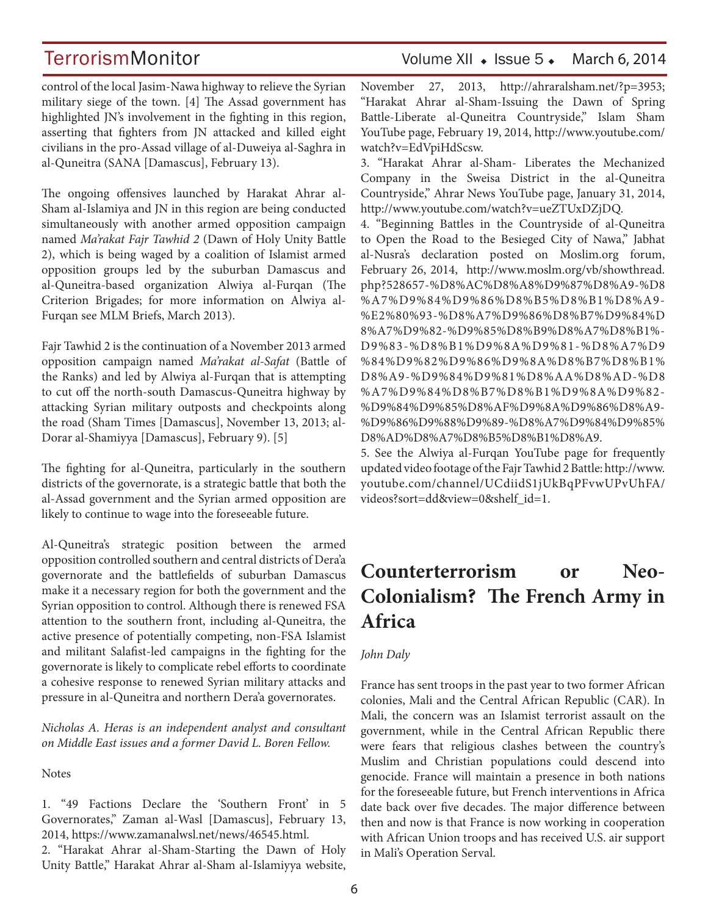control of the local Jasim-Nawa highway to relieve the Syrian military siege of the town. [4] The Assad government has highlighted JN's involvement in the fighting in this region, asserting that fighters from JN attacked and killed eight civilians in the pro-Assad village of al-Duweiya al-Saghra in al-Quneitra (SANA [Damascus], February 13).

The ongoing offensives launched by Harakat Ahrar al-Sham al-Islamiya and JN in this region are being conducted simultaneously with another armed opposition campaign named *Ma'rakat Fajr Tawhid 2* (Dawn of Holy Unity Battle 2), which is being waged by a coalition of Islamist armed opposition groups led by the suburban Damascus and al-Quneitra-based organization Alwiya al-Furqan (The Criterion Brigades; for more information on Alwiya al-Furqan see MLM Briefs, March 2013).

Fajr Tawhid 2 is the continuation of a November 2013 armed opposition campaign named *Ma'rakat al-Safat* (Battle of the Ranks) and led by Alwiya al-Furqan that is attempting to cut off the north-south Damascus-Quneitra highway by attacking Syrian military outposts and checkpoints along the road (Sham Times [Damascus], November 13, 2013; al-Dorar al-Shamiyya [Damascus], February 9). [5]

The fighting for al-Quneitra, particularly in the southern districts of the governorate, is a strategic battle that both the al-Assad government and the Syrian armed opposition are likely to continue to wage into the foreseeable future.

Al-Quneitra's strategic position between the armed opposition controlled southern and central districts of Dera'a governorate and the battlefields of suburban Damascus make it a necessary region for both the government and the Syrian opposition to control. Although there is renewed FSA attention to the southern front, including al-Quneitra, the active presence of potentially competing, non-FSA Islamist and militant Salafist-led campaigns in the fighting for the governorate is likely to complicate rebel efforts to coordinate a cohesive response to renewed Syrian military attacks and pressure in al-Quneitra and northern Dera'a governorates.

*Nicholas A. Heras is an independent analyst and consultant on Middle East issues and a former David L. Boren Fellow.*

Notes

1. "49 Factions Declare the 'Southern Front' in 5 Governorates," Zaman al-Wasl [Damascus], February 13, 2014, https://www.zamanalwsl.net/news/46545.html.
2. "Harakat Ahrar al-Sham-Starting the Dawn of Holy Unity Battle," Harakat Ahrar al-Sham al-Islamiyya website, November 27, 2013, http://ahraralsham.net/?p=3953; "Harakat Ahrar al-Sham-Issuing the Dawn of Spring Battle-Liberate al-Quneitra Countryside," Islam Sham YouTube page, February 19, 2014, http://www.youtube.com/watch?v=EdVpiHdScsw.
3. "Harakat Ahrar al-Sham- Liberates the Mechanized Company in the Sweisa District in the al-Quneitra Countryside," Ahrar News YouTube page, January 31, 2014, http://www.youtube.com/watch?v=ueZTUxDZjDQ.
4. "Beginning Battles in the Countryside of al-Quneitra to Open the Road to the Besieged City of Nawa," Jabhat al-Nusra's declaration posted on Moslim.org forum, February 26, 2014, http://www.moslm.org/vb/showthread.php?528657-%D8%AC%D8%A8%D9%87%D8%A9-%D8%A7%D9%84%D9%86%D8%B5%D8%B1%D8%A9-%E2%80%93-%D8%A7%D9%86%D8%B7%D9%84%D8%A7%D9%82-%D9%85%D8%B9%D8%A7%D8%B1%D9%83-%D8%B1%D9%8A%D9%81-%D8%A7%D9%84%D9%82%D9%86%D9%8A%D8%B7%D8%B1%D8%A9-%D9%84%D9%81%D8%AA%D8%AD-%D8%A7%D9%84%D8%B7%D8%B1%D9%8A%D9%82-%D9%84%D9%85%D8%AF%D9%8A%D9%86%D8%A9-%D9%86%D9%88%D9%89-%D8%A7%D9%84%D9%85%D8%AD%D8%A7%D8%B5%D8%B1%D8%A9.
5. See the Alwiya al-Furqan YouTube page for frequently updated video footage of the Fajr Tawhid 2 Battle: http://www.youtube.com/channel/UCdiidS1jUkBqPFvwUPvUhFA/videos?sort=dd&view=0&shelf_id=1.

# Counterterrorism or Neo-Colonialism? The French Army in Africa

*John Daly*

France has sent troops in the past year to two former African colonies, Mali and the Central African Republic (CAR). In Mali, the concern was an Islamist terrorist assault on the government, while in the Central African Republic there were fears that religious clashes between the country's Muslim and Christian populations could descend into genocide. France will maintain a presence in both nations for the foreseeable future, but French interventions in Africa date back over five decades. The major difference between then and now is that France is now working in cooperation with African Union troops and has received U.S. air support in Mali's Operation Serval.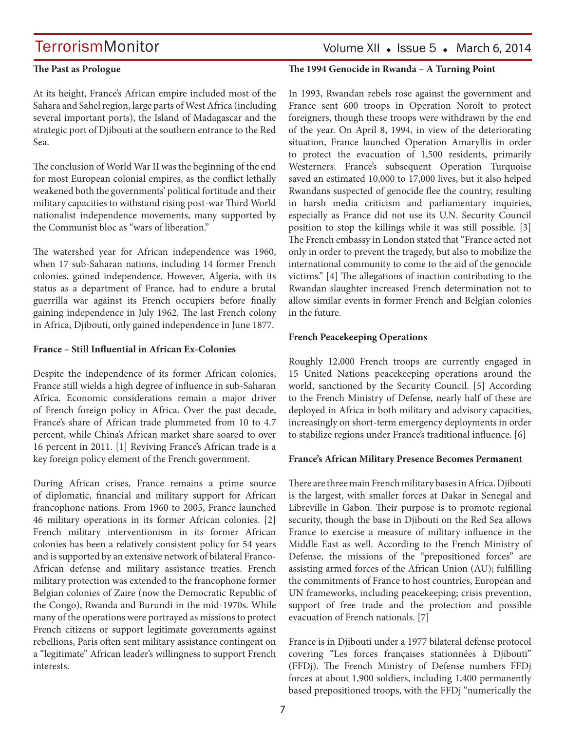### The Past as Prologue

At its height, France's African empire included most of the Sahara and Sahel region, large parts of West Africa (including several important ports), the Island of Madagascar and the strategic port of Djibouti at the southern entrance to the Red Sea.

The conclusion of World War II was the beginning of the end for most European colonial empires, as the conflict lethally weakened both the governments' political fortitude and their military capacities to withstand rising post-war Third World nationalist independence movements, many supported by the Communist bloc as "wars of liberation."

The watershed year for African independence was 1960, when 17 sub-Saharan nations, including 14 former French colonies, gained independence. However, Algeria, with its status as a department of France, had to endure a brutal guerrilla war against its French occupiers before finally gaining independence in July 1962. The last French colony in Africa, Djibouti, only gained independence in June 1877.

### France – Still Influential in African Ex-Colonies

Despite the independence of its former African colonies, France still wields a high degree of influence in sub-Saharan Africa. Economic considerations remain a major driver of French foreign policy in Africa. Over the past decade, France's share of African trade plummeted from 10 to 4.7 percent, while China's African market share soared to over 16 percent in 2011. [1] Reviving France's African trade is a key foreign policy element of the French government.

During African crises, France remains a prime source of diplomatic, financial and military support for African francophone nations. From 1960 to 2005, France launched 46 military operations in its former African colonies. [2] French military interventionism in its former African colonies has been a relatively consistent policy for 54 years and is supported by an extensive network of bilateral Franco-African defense and military assistance treaties. French military protection was extended to the francophone former Belgian colonies of Zaire (now the Democratic Republic of the Congo), Rwanda and Burundi in the mid-1970s. While many of the operations were portrayed as missions to protect French citizens or support legitimate governments against rebellions, Paris often sent military assistance contingent on a "legitimate" African leader's willingness to support French interests.

### The 1994 Genocide in Rwanda – A Turning Point

In 1993, Rwandan rebels rose against the government and France sent 600 troops in Operation Noroît to protect foreigners, though these troops were withdrawn by the end of the year. On April 8, 1994, in view of the deteriorating situation, France launched Operation Amaryllis in order to protect the evacuation of 1,500 residents, primarily Westerners. France's subsequent Operation Turquoise saved an estimated 10,000 to 17,000 lives, but it also helped Rwandans suspected of genocide flee the country, resulting in harsh media criticism and parliamentary inquiries, especially as France did not use its U.N. Security Council position to stop the killings while it was still possible. [3] The French embassy in London stated that "France acted not only in order to prevent the tragedy, but also to mobilize the international community to come to the aid of the genocide victims." [4] The allegations of inaction contributing to the Rwandan slaughter increased French determination not to allow similar events in former French and Belgian colonies in the future.

### French Peacekeeping Operations

Roughly 12,000 French troops are currently engaged in 15 United Nations peacekeeping operations around the world, sanctioned by the Security Council. [5] According to the French Ministry of Defense, nearly half of these are deployed in Africa in both military and advisory capacities, increasingly on short-term emergency deployments in order to stabilize regions under France's traditional influence. [6]

### France's African Military Presence Becomes Permanent

There are three main French military bases in Africa. Djibouti is the largest, with smaller forces at Dakar in Senegal and Libreville in Gabon. Their purpose is to promote regional security, though the base in Djibouti on the Red Sea allows France to exercise a measure of military influence in the Middle East as well. According to the French Ministry of Defense, the missions of the "prepositioned forces" are assisting armed forces of the African Union (AU); fulfilling the commitments of France to host countries, European and UN frameworks, including peacekeeping; crisis prevention, support of free trade and the protection and possible evacuation of French nationals. [7]

France is in Djibouti under a 1977 bilateral defense protocol covering "Les forces françaises stationnées à Djibouti" (FFDj). The French Ministry of Defense numbers FFDj forces at about 1,900 soldiers, including 1,400 permanently based prepositioned troops, with the FFDj "numerically the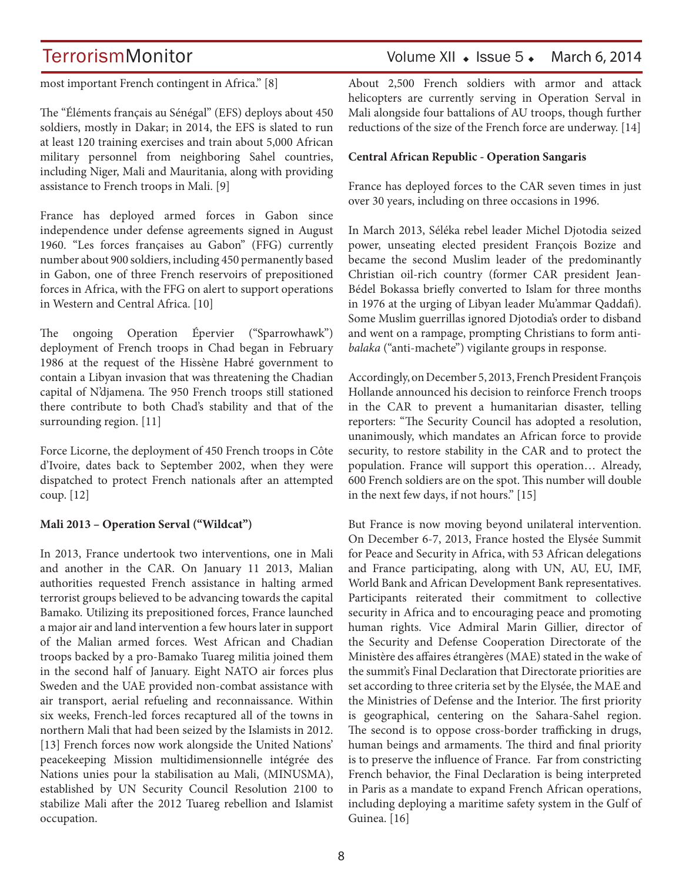most important French contingent in Africa." [8]

The "Éléments français au Sénégal" (EFS) deploys about 450 soldiers, mostly in Dakar; in 2014, the EFS is slated to run at least 120 training exercises and train about 5,000 African military personnel from neighboring Sahel countries, including Niger, Mali and Mauritania, along with providing assistance to French troops in Mali. [9]

France has deployed armed forces in Gabon since independence under defense agreements signed in August 1960. "Les forces françaises au Gabon" (FFG) currently number about 900 soldiers, including 450 permanently based in Gabon, one of three French reservoirs of prepositioned forces in Africa, with the FFG on alert to support operations in Western and Central Africa. [10]

The ongoing Operation Épervier ("Sparrowhawk") deployment of French troops in Chad began in February 1986 at the request of the Hissène Habré government to contain a Libyan invasion that was threatening the Chadian capital of N'djamena. The 950 French troops still stationed there contribute to both Chad's stability and that of the surrounding region. [11]

Force Licorne, the deployment of 450 French troops in Côte d'Ivoire, dates back to September 2002, when they were dispatched to protect French nationals after an attempted coup. [12]

**Mali 2013 – Operation Serval ("Wildcat")**

In 2013, France undertook two interventions, one in Mali and another in the CAR. On January 11 2013, Malian authorities requested French assistance in halting armed terrorist groups believed to be advancing towards the capital Bamako. Utilizing its prepositioned forces, France launched a major air and land intervention a few hours later in support of the Malian armed forces. West African and Chadian troops backed by a pro-Bamako Tuareg militia joined them in the second half of January. Eight NATO air forces plus Sweden and the UAE provided non-combat assistance with air transport, aerial refueling and reconnaissance. Within six weeks, French-led forces recaptured all of the towns in northern Mali that had been seized by the Islamists in 2012. [13] French forces now work alongside the United Nations' peacekeeping Mission multidimensionnelle intégrée des Nations unies pour la stabilisation au Mali, (MINUSMA), established by UN Security Council Resolution 2100 to stabilize Mali after the 2012 Tuareg rebellion and Islamist occupation.

About 2,500 French soldiers with armor and attack helicopters are currently serving in Operation Serval in Mali alongside four battalions of AU troops, though further reductions of the size of the French force are underway. [14]

**Central African Republic - Operation Sangaris**

France has deployed forces to the CAR seven times in just over 30 years, including on three occasions in 1996.

In March 2013, Séléka rebel leader Michel Djotodia seized power, unseating elected president François Bozize and became the second Muslim leader of the predominantly Christian oil-rich country (former CAR president Jean-Bédel Bokassa briefly converted to Islam for three months in 1976 at the urging of Libyan leader Mu'ammar Qaddafi). Some Muslim guerrillas ignored Djotodia's order to disband and went on a rampage, prompting Christians to form anti-*balaka* ("anti-machete") vigilante groups in response.

Accordingly, on December 5, 2013, French President François Hollande announced his decision to reinforce French troops in the CAR to prevent a humanitarian disaster, telling reporters: "The Security Council has adopted a resolution, unanimously, which mandates an African force to provide security, to restore stability in the CAR and to protect the population. France will support this operation… Already, 600 French soldiers are on the spot. This number will double in the next few days, if not hours." [15]

But France is now moving beyond unilateral intervention. On December 6-7, 2013, France hosted the Elysée Summit for Peace and Security in Africa, with 53 African delegations and France participating, along with UN, AU, EU, IMF, World Bank and African Development Bank representatives. Participants reiterated their commitment to collective security in Africa and to encouraging peace and promoting human rights. Vice Admiral Marin Gillier, director of the Security and Defense Cooperation Directorate of the Ministère des affaires étrangères (MAE) stated in the wake of the summit's Final Declaration that Directorate priorities are set according to three criteria set by the Elysée, the MAE and the Ministries of Defense and the Interior. The first priority is geographical, centering on the Sahara-Sahel region. The second is to oppose cross-border trafficking in drugs, human beings and armaments. The third and final priority is to preserve the influence of France. Far from constricting French behavior, the Final Declaration is being interpreted in Paris as a mandate to expand French African operations, including deploying a maritime safety system in the Gulf of Guinea. [16]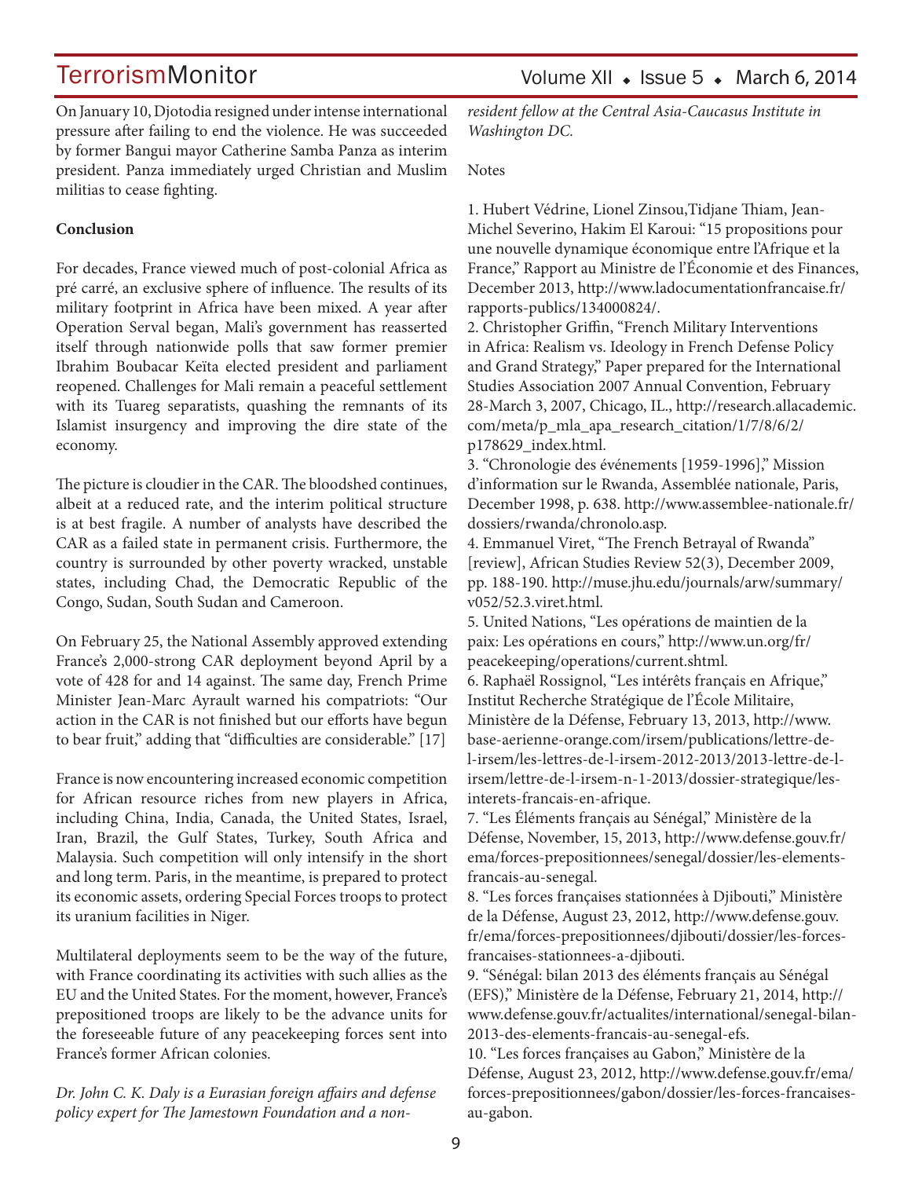On January 10, Djotodia resigned under intense international pressure after failing to end the violence. He was succeeded by former Bangui mayor Catherine Samba Panza as interim president. Panza immediately urged Christian and Muslim militias to cease fighting.

**Conclusion**

For decades, France viewed much of post-colonial Africa as pré carré, an exclusive sphere of influence. The results of its military footprint in Africa have been mixed. A year after Operation Serval began, Mali's government has reasserted itself through nationwide polls that saw former premier Ibrahim Boubacar Keïta elected president and parliament reopened. Challenges for Mali remain a peaceful settlement with its Tuareg separatists, quashing the remnants of its Islamist insurgency and improving the dire state of the economy.

The picture is cloudier in the CAR. The bloodshed continues, albeit at a reduced rate, and the interim political structure is at best fragile. A number of analysts have described the CAR as a failed state in permanent crisis. Furthermore, the country is surrounded by other poverty wracked, unstable states, including Chad, the Democratic Republic of the Congo, Sudan, South Sudan and Cameroon.

On February 25, the National Assembly approved extending France's 2,000-strong CAR deployment beyond April by a vote of 428 for and 14 against. The same day, French Prime Minister Jean-Marc Ayrault warned his compatriots: "Our action in the CAR is not finished but our efforts have begun to bear fruit," adding that "difficulties are considerable." [17]

France is now encountering increased economic competition for African resource riches from new players in Africa, including China, India, Canada, the United States, Israel, Iran, Brazil, the Gulf States, Turkey, South Africa and Malaysia. Such competition will only intensify in the short and long term. Paris, in the meantime, is prepared to protect its economic assets, ordering Special Forces troops to protect its uranium facilities in Niger.

Multilateral deployments seem to be the way of the future, with France coordinating its activities with such allies as the EU and the United States. For the moment, however, France's prepositioned troops are likely to be the advance units for the foreseeable future of any peacekeeping forces sent into France's former African colonies.

*Dr. John C. K. Daly is a Eurasian foreign affairs and defense policy expert for The Jamestown Foundation and a non-resident fellow at the Central Asia-Caucasus Institute in Washington DC.*

Notes

1. Hubert Védrine, Lionel Zinsou,Tidjane Thiam, Jean-Michel Severino, Hakim El Karoui: "15 propositions pour une nouvelle dynamique économique entre l'Afrique et la France," Rapport au Ministre de l'Économie et des Finances, December 2013, http://www.ladocumentationfrancaise.fr/rapports-publics/134000824/.
2. Christopher Griffin, "French Military Interventions in Africa: Realism vs. Ideology in French Defense Policy and Grand Strategy," Paper prepared for the International Studies Association 2007 Annual Convention, February 28-March 3, 2007, Chicago, IL., http://research.allacademic.com/meta/p_mla_apa_research_citation/1/7/8/6/2/p178629_index.html.
3. "Chronologie des événements [1959-1996]," Mission d'information sur le Rwanda, Assemblée nationale, Paris, December 1998, p. 638. http://www.assemblee-nationale.fr/dossiers/rwanda/chronolo.asp.
4. Emmanuel Viret, "The French Betrayal of Rwanda" [review], African Studies Review 52(3), December 2009, pp. 188-190. http://muse.jhu.edu/journals/arw/summary/v052/52.3.viret.html.
5. United Nations, "Les opérations de maintien de la paix: Les opérations en cours," http://www.un.org/fr/peacekeeping/operations/current.shtml.
6. Raphaël Rossignol, "Les intérêts français en Afrique," Institut Recherche Stratégique de l'École Militaire, Ministère de la Défense, February 13, 2013, http://www.base-aerienne-orange.com/irsem/publications/lettre-de-l-irsem/les-lettres-de-l-irsem-2012-2013/2013-lettre-de-l-irsem/lettre-de-l-irsem-n-1-2013/dossier-strategique/les-interets-francais-en-afrique.
7. "Les Éléments français au Sénégal," Ministère de la Défense, November, 15, 2013, http://www.defense.gouv.fr/ema/forces-prepositionnees/senegal/dossier/les-elements-francais-au-senegal.
8. "Les forces françaises stationnées à Djibouti," Ministère de la Défense, August 23, 2012, http://www.defense.gouv.fr/ema/forces-prepositionnees/djibouti/dossier/les-forces-francaises-stationnees-a-djibouti.
9. "Sénégal: bilan 2013 des éléments français au Sénégal (EFS)," Ministère de la Défense, February 21, 2014, http://www.defense.gouv.fr/actualites/international/senegal-bilan-2013-des-elements-francais-au-senegal-efs.
10. "Les forces françaises au Gabon," Ministère de la Défense, August 23, 2012, http://www.defense.gouv.fr/ema/forces-prepositionnees/gabon/dossier/les-forces-francaises-au-gabon.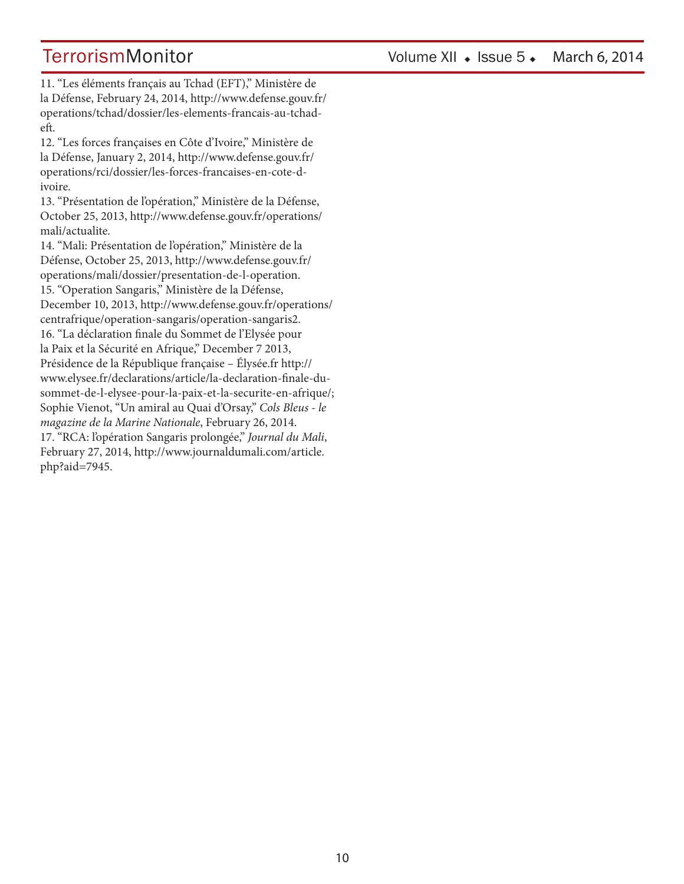11. "Les éléments français au Tchad (EFT)," Ministère de la Défense, February 24, 2014, http://www.defense.gouv.fr/operations/tchad/dossier/les-elements-francais-au-tchad-eft.
12. "Les forces françaises en Côte d'Ivoire," Ministère de la Défense, January 2, 2014, http://www.defense.gouv.fr/operations/rci/dossier/les-forces-francaises-en-cote-d-ivoire.
13. "Présentation de l'opération," Ministère de la Défense, October 25, 2013, http://www.defense.gouv.fr/operations/mali/actualite.
14. "Mali: Présentation de l'opération," Ministère de la Défense, October 25, 2013, http://www.defense.gouv.fr/operations/mali/dossier/presentation-de-l-operation.
15. "Operation Sangaris," Ministère de la Défense, December 10, 2013, http://www.defense.gouv.fr/operations/centrafrique/operation-sangaris/operation-sangaris2.
16. "La déclaration finale du Sommet de l'Elysée pour la Paix et la Sécurité en Afrique," December 7 2013, Présidence de la République française – Élysée.fr http://www.elysee.fr/declarations/article/la-declaration-finale-du-sommet-de-l-elysee-pour-la-paix-et-la-securite-en-afrique/; Sophie Vienot, "Un amiral au Quai d'Orsay," *Cols Bleus - le magazine de la Marine Nationale*, February 26, 2014.
17. "RCA: l'opération Sangaris prolongée," *Journal du Mali*, February 27, 2014, http://www.journaldumali.com/article.php?aid=7945.